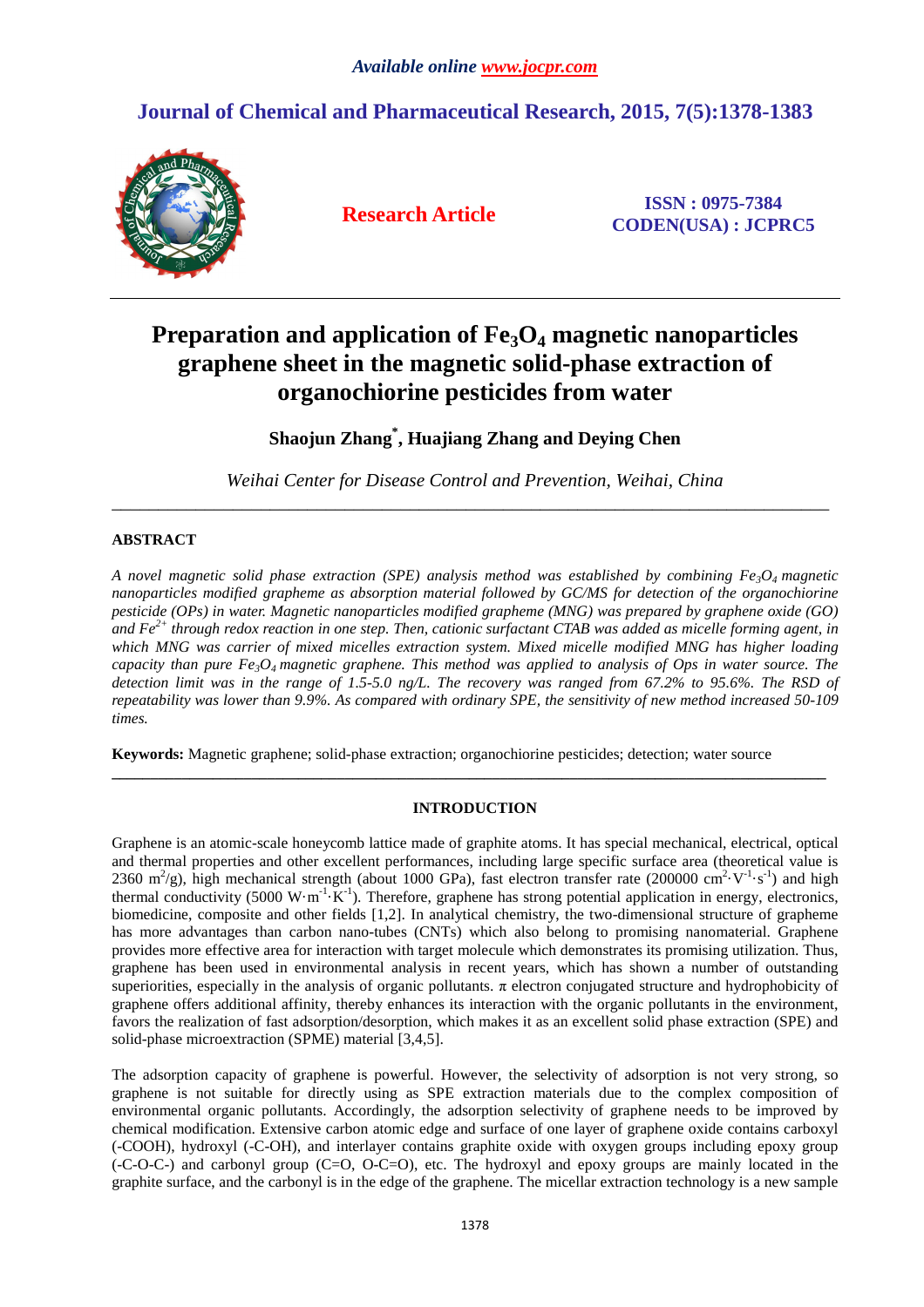# Preparation and application of $Fe_3O_4$ magnetic nanoparticles graphene sheet in the magnetic solid-phase extraction of organochiorine pesticides from water

**Shaojun Zhang*, Huajiang Zhang and Deying Chen**

*Weihai Center for Disease Control and Prevention, Weihai, China*

---

## ABSTRACT

*A novel magnetic solid phase extraction (SPE) analysis method was established by combining $Fe_3O_4$ magnetic nanoparticles modified grapheme as absorption material followed by GC/MS for detection of the organochiorine pesticide (OPs) in water. Magnetic nanoparticles modified grapheme (MNG) was prepared by graphene oxide (GO) and $Fe^{2+}$ through redox reaction in one step. Then, cationic surfactant CTAB was added as micelle forming agent, in which MNG was carrier of mixed micelles extraction system. Mixed micelle modified MNG has higher loading capacity than pure $Fe_3O_4$ magnetic graphene. This method was applied to analysis of Ops in water source. The detection limit was in the range of 1.5-5.0 ng/L. The recovery was ranged from 67.2% to 95.6%. The RSD of repeatability was lower than 9.9%. As compared with ordinary SPE, the sensitivity of new method increased 50-109 times.*

**Keywords:** Magnetic graphene; solid-phase extraction; organochiorine pesticides; detection; water source

---

## INTRODUCTION

Graphene is an atomic-scale honeycomb lattice made of graphite atoms. It has special mechanical, electrical, optical and thermal properties and other excellent performances, including large specific surface area (theoretical value is 2360 $m^2/g$), high mechanical strength (about 1000 GPa), fast electron transfer rate (200000 $cm^2 \cdot V^{-1} \cdot s^{-1}$) and high thermal conductivity (5000 $W \cdot m^{-1} \cdot K^{-1}$). Therefore, graphene has strong potential application in energy, electronics, biomedicine, composite and other fields [1,2]. In analytical chemistry, the two-dimensional structure of grapheme has more advantages than carbon nano-tubes (CNTs) which also belong to promising nanomaterial. Graphene provides more effective area for interaction with target molecule which demonstrates its promising utilization. Thus, graphene has been used in environmental analysis in recent years, which has shown a number of outstanding superiorities, especially in the analysis of organic pollutants. $\pi$ electron conjugated structure and hydrophobicity of graphene offers additional affinity, thereby enhances its interaction with the organic pollutants in the environment, favors the realization of fast adsorption/desorption, which makes it as an excellent solid phase extraction (SPE) and solid-phase microextraction (SPME) material [3,4,5].

The adsorption capacity of graphene is powerful. However, the selectivity of adsorption is not very strong, so graphene is not suitable for directly using as SPE extraction materials due to the complex composition of environmental organic pollutants. Accordingly, the adsorption selectivity of graphene needs to be improved by chemical modification. Extensive carbon atomic edge and surface of one layer of graphene oxide contains carboxyl (-COOH), hydroxyl (-C-OH), and interlayer contains graphite oxide with oxygen groups including epoxy group (-C-O-C-) and carbonyl group (C=O, O-C=O), etc. The hydroxyl and epoxy groups are mainly located in the graphite surface, and the carbonyl is in the edge of the graphene. The micellar extraction technology is a new sample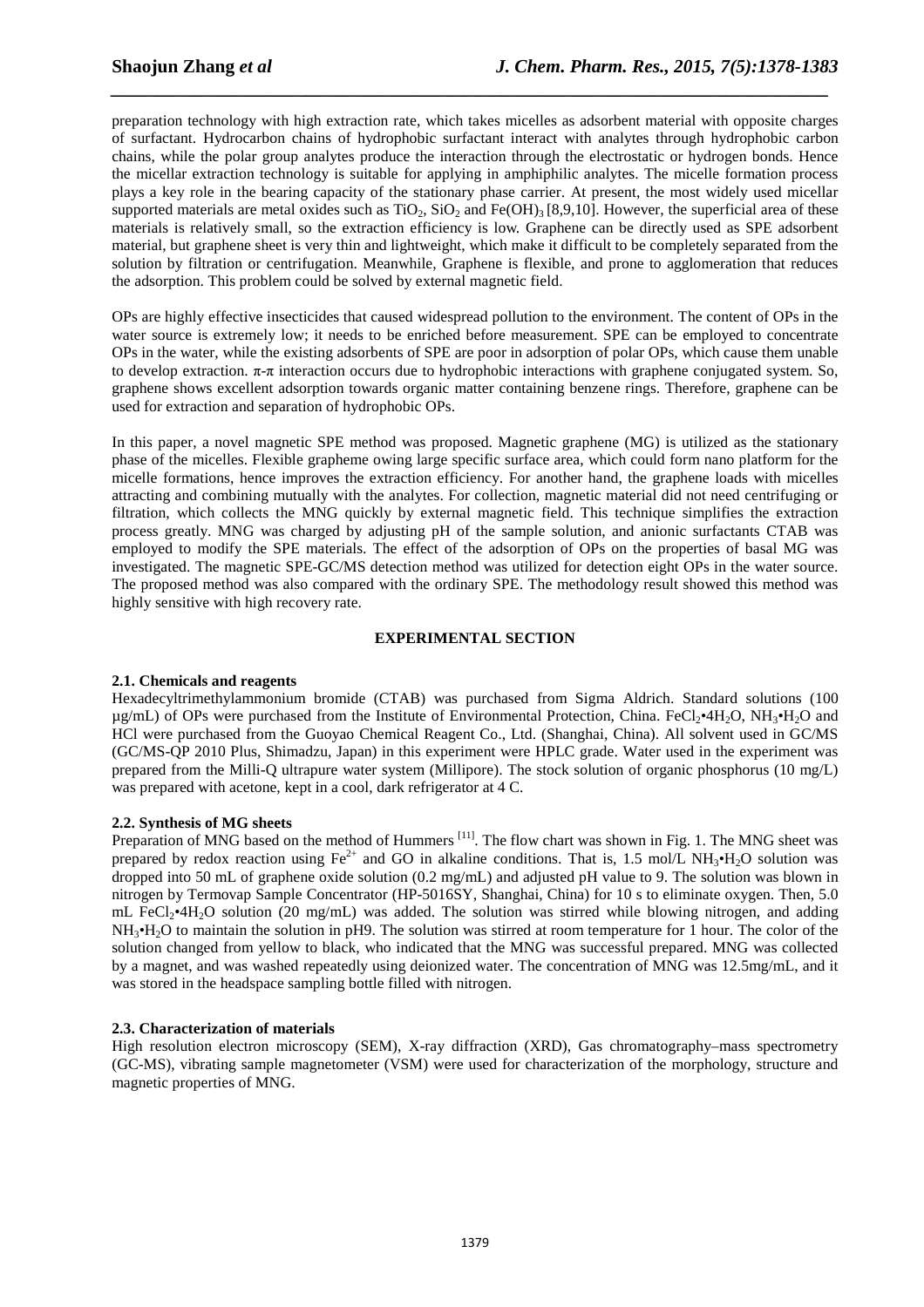preparation technology with high extraction rate, which takes micelles as adsorbent material with opposite charges of surfactant. Hydrocarbon chains of hydrophobic surfactant interact with analytes through hydrophobic carbon chains, while the polar group analytes produce the interaction through the electrostatic or hydrogen bonds. Hence the micellar extraction technology is suitable for applying in amphiphilic analytes. The micelle formation process plays a key role in the bearing capacity of the stationary phase carrier. At present, the most widely used micellar supported materials are metal oxides such as $TiO_2$, $SiO_2$ and $Fe(OH)_3$ [8,9,10]. However, the superficial area of these materials is relatively small, so the extraction efficiency is low. Graphene can be directly used as SPE adsorbent material, but graphene sheet is very thin and lightweight, which make it difficult to be completely separated from the solution by filtration or centrifugation. Meanwhile, Graphene is flexible, and prone to agglomeration that reduces the adsorption. This problem could be solved by external magnetic field.

OPs are highly effective insecticides that caused widespread pollution to the environment. The content of OPs in the water source is extremely low; it needs to be enriched before measurement. SPE can be employed to concentrate OPs in the water, while the existing adsorbents of SPE are poor in adsorption of polar OPs, which cause them unable to develop extraction. $\pi$-$\pi$ interaction occurs due to hydrophobic interactions with graphene conjugated system. So, graphene shows excellent adsorption towards organic matter containing benzene rings. Therefore, graphene can be used for extraction and separation of hydrophobic OPs.

In this paper, a novel magnetic SPE method was proposed. Magnetic graphene (MG) is utilized as the stationary phase of the micelles. Flexible grapheme owing large specific surface area, which could form nano platform for the micelle formations, hence improves the extraction efficiency. For another hand, the graphene loads with micelles attracting and combining mutually with the analytes. For collection, magnetic material did not need centrifuging or filtration, which collects the MNG quickly by external magnetic field. This technique simplifies the extraction process greatly. MNG was charged by adjusting pH of the sample solution, and anionic surfactants CTAB was employed to modify the SPE materials. The effect of the adsorption of OPs on the properties of basal MG was investigated. The magnetic SPE-GC/MS detection method was utilized for detection eight OPs in the water source. The proposed method was also compared with the ordinary SPE. The methodology result showed this method was highly sensitive with high recovery rate.

## EXPERIMENTAL SECTION

### 2.1. Chemicals and reagents

Hexadecyltrimethylammonium bromide (CTAB) was purchased from Sigma Aldrich. Standard solutions (100 µg/mL) of OPs were purchased from the Institute of Environmental Protection, China. $FeCl_2 \cdot 4H_2O$, $NH_3 \cdot H_2O$ and HCl were purchased from the Guoyao Chemical Reagent Co., Ltd. (Shanghai, China). All solvent used in GC/MS (GC/MS-QP 2010 Plus, Shimadzu, Japan) in this experiment were HPLC grade. Water used in the experiment was prepared from the Milli-Q ultrapure water system (Millipore). The stock solution of organic phosphorus (10 mg/L) was prepared with acetone, kept in a cool, dark refrigerator at 4 C.

### 2.2. Synthesis of MG sheets

Preparation of MNG based on the method of Hummers [11]. The flow chart was shown in Fig. 1. The MNG sheet was prepared by redox reaction using $Fe^{2+}$ and GO in alkaline conditions. That is, 1.5 mol/L $NH_3 \cdot H_2O$ solution was dropped into 50 mL of graphene oxide solution (0.2 mg/mL) and adjusted pH value to 9. The solution was blown in nitrogen by Termovap Sample Concentrator (HP-5016SY, Shanghai, China) for 10 s to eliminate oxygen. Then, 5.0 mL $FeCl_2 \cdot 4H_2O$ solution (20 mg/mL) was added. The solution was stirred while blowing nitrogen, and adding $NH_3 \cdot H_2O$ to maintain the solution in pH9. The solution was stirred at room temperature for 1 hour. The color of the solution changed from yellow to black, who indicated that the MNG was successful prepared. MNG was collected by a magnet, and was washed repeatedly using deionized water. The concentration of MNG was 12.5mg/mL, and it was stored in the headspace sampling bottle filled with nitrogen.

### 2.3. Characterization of materials

High resolution electron microscopy (SEM), X-ray diffraction (XRD), Gas chromatography–mass spectrometry (GC-MS), vibrating sample magnetometer (VSM) were used for characterization of the morphology, structure and magnetic properties of MNG.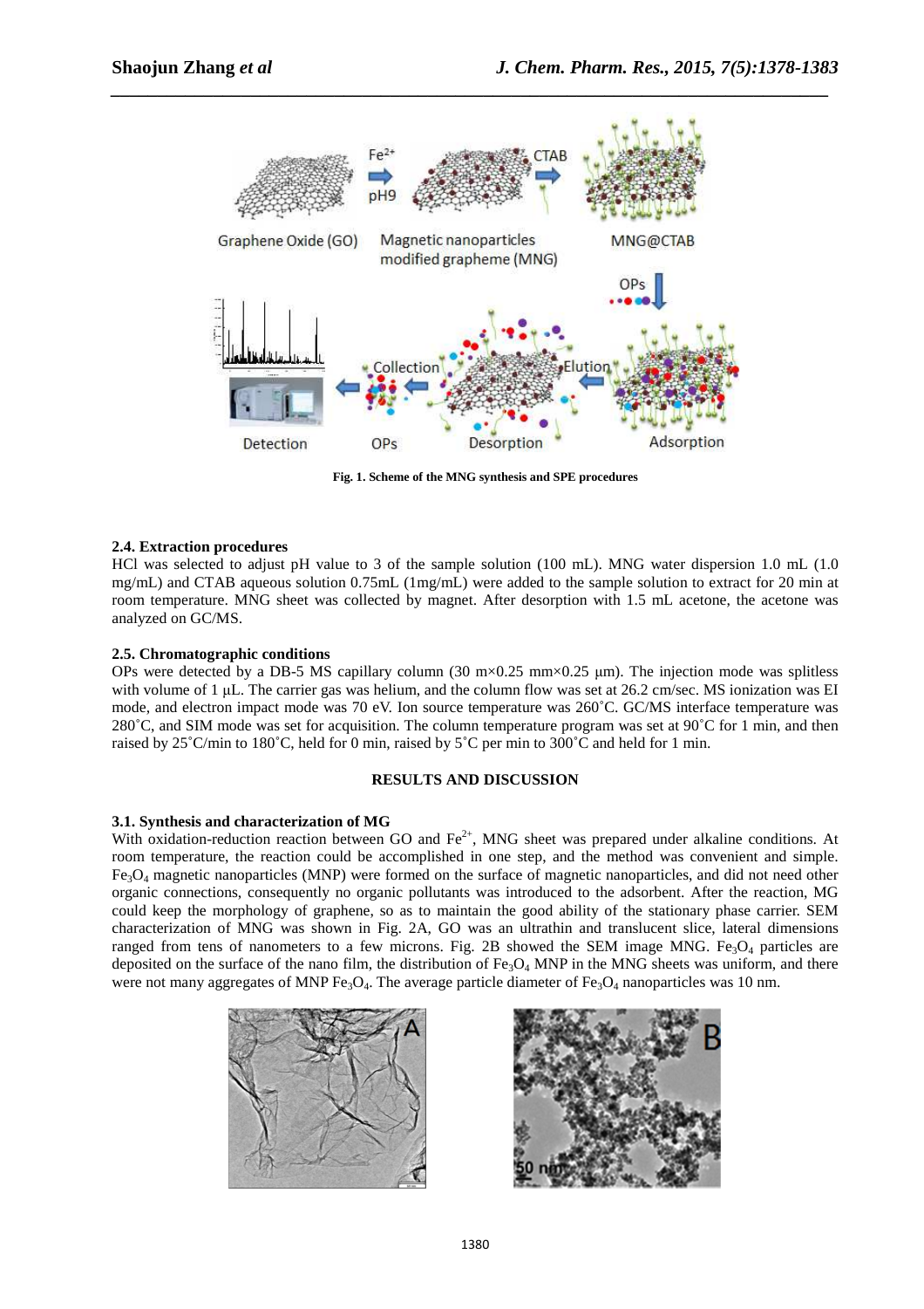Fig. 1. Scheme of the MNG synthesis and SPE procedures

### 2.4. Extraction procedures

HCl was selected to adjust pH value to 3 of the sample solution (100 mL). MNG water dispersion 1.0 mL (1.0 mg/mL) and CTAB aqueous solution 0.75mL (1mg/mL) were added to the sample solution to extract for 20 min at room temperature. MNG sheet was collected by magnet. After desorption with 1.5 mL acetone, the acetone was analyzed on GC/MS.

### 2.5. Chromatographic conditions

OPs were detected by a DB-5 MS capillary column (30 m×0.25 mm×0.25 µm). The injection mode was splitless with volume of 1 µL. The carrier gas was helium, and the column flow was set at 26.2 cm/sec. MS ionization was EI mode, and electron impact mode was 70 eV. Ion source temperature was 260˚C. GC/MS interface temperature was 280˚C, and SIM mode was set for acquisition. The column temperature program was set at 90˚C for 1 min, and then raised by 25˚C/min to 180˚C, held for 0 min, raised by 5˚C per min to 300˚C and held for 1 min.

## RESULTS AND DISCUSSION

### 3.1. Synthesis and characterization of MG

With oxidation-reduction reaction between GO and $Fe^{2+}$, MNG sheet was prepared under alkaline conditions. At room temperature, the reaction could be accomplished in one step, and the method was convenient and simple. $Fe_3O_4$ magnetic nanoparticles (MNP) were formed on the surface of magnetic nanoparticles, and did not need other organic connections, consequently no organic pollutants was introduced to the adsorbent. After the reaction, MG could keep the morphology of graphene, so as to maintain the good ability of the stationary phase carrier. SEM characterization of MNG was shown in Fig. 2A, GO was an ultrathin and translucent slice, lateral dimensions ranged from tens of nanometers to a few microns. Fig. 2B showed the SEM image MNG. $Fe_3O_4$ particles are deposited on the surface of the nano film, the distribution of $Fe_3O_4$ MNP in the MNG sheets was uniform, and there were not many aggregates of MNP $Fe_3O_4$. The average particle diameter of $Fe_3O_4$ nanoparticles was 10 nm.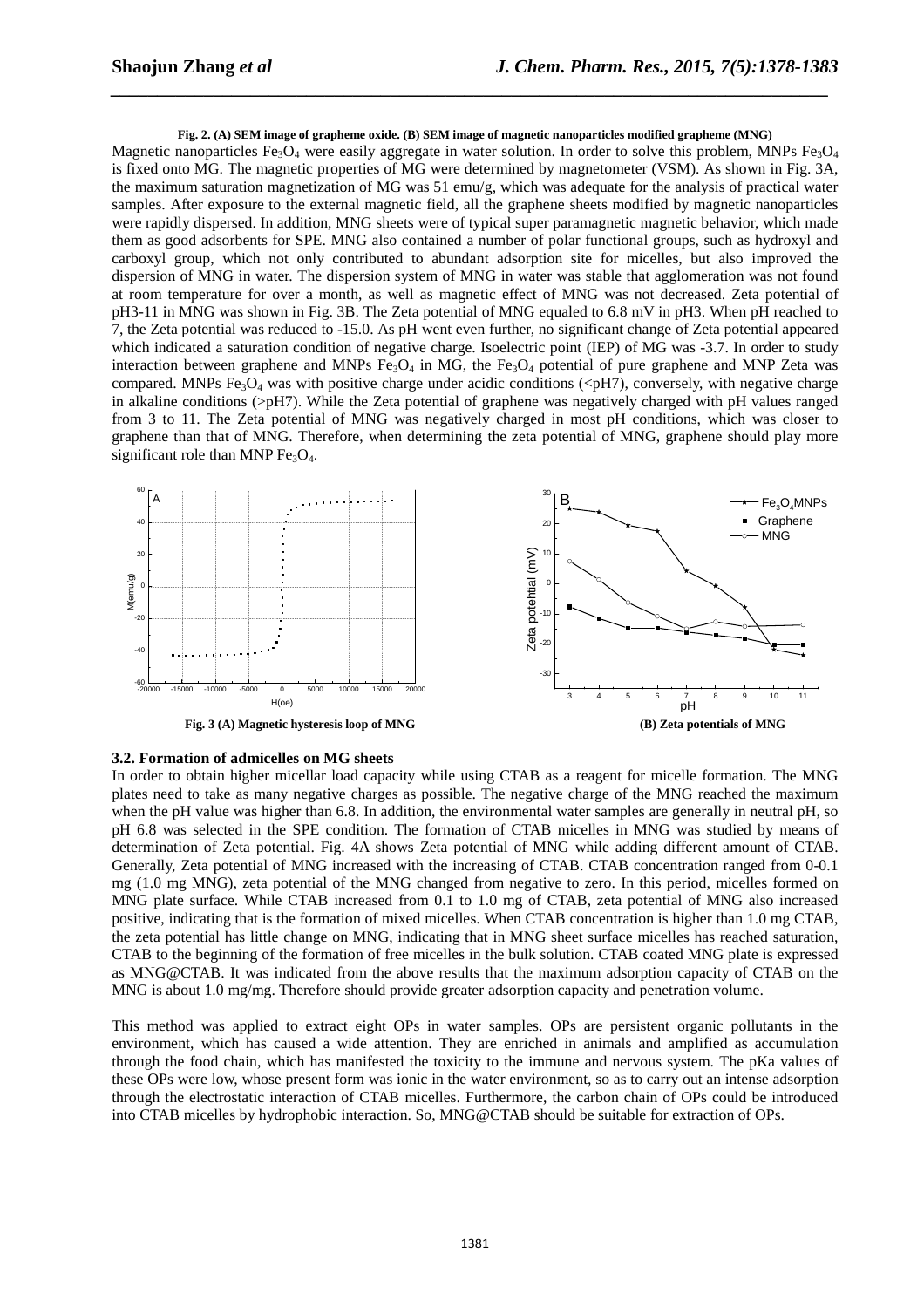**Fig. 2. (A) SEM image of grapheme oxide. (B) SEM image of magnetic nanoparticles modified grapheme (MNG)**

Magnetic nanoparticles $Fe_3O_4$ were easily aggregate in water solution. In order to solve this problem, MNPs $Fe_3O_4$ is fixed onto MG. The magnetic properties of MG were determined by magnetometer (VSM). As shown in Fig. 3A, the maximum saturation magnetization of MG was 51 emu/g, which was adequate for the analysis of practical water samples. After exposure to the external magnetic field, all the graphene sheets modified by magnetic nanoparticles were rapidly dispersed. In addition, MNG sheets were of typical super paramagnetic magnetic behavior, which made them as good adsorbents for SPE. MNG also contained a number of polar functional groups, such as hydroxyl and carboxyl group, which not only contributed to abundant adsorption site for micelles, but also improved the dispersion of MNG in water. The dispersion system of MNG in water was stable that agglomeration was not found at room temperature for over a month, as well as magnetic effect of MNG was not decreased. Zeta potential of pH3-11 in MNG was shown in Fig. 3B. The Zeta potential of MNG equaled to 6.8 mV in pH3. When pH reached to 7, the Zeta potential was reduced to -15.0. As pH went even further, no significant change of Zeta potential appeared which indicated a saturation condition of negative charge. Isoelectric point (IEP) of MG was -3.7. In order to study interaction between graphene and MNPs $Fe_3O_4$ in MG, the $Fe_3O_4$ potential of pure graphene and MNP Zeta was compared. MNPs $Fe_3O_4$ was with positive charge under acidic conditions (<pH7), conversely, with negative charge in alkaline conditions (>pH7). While the Zeta potential of graphene was negatively charged with pH values ranged from 3 to 11. The Zeta potential of MNG was negatively charged in most pH conditions, which was closer to graphene than that of MNG. Therefore, when determining the zeta potential of MNG, graphene should play more significant role than MNP $Fe_3O_4$.

**Fig. 3 (A) Magnetic hysteresis loop of MNG** **(B) Zeta potentials of MNG**

### 3.2. Formation of admicelles on MG sheets

In order to obtain higher micellar load capacity while using CTAB as a reagent for micelle formation. The MNG plates need to take as many negative charges as possible. The negative charge of the MNG reached the maximum when the pH value was higher than 6.8. In addition, the environmental water samples are generally in neutral pH, so pH 6.8 was selected in the SPE condition. The formation of CTAB micelles in MNG was studied by means of determination of Zeta potential. Fig. 4A shows Zeta potential of MNG while adding different amount of CTAB. Generally, Zeta potential of MNG increased with the increasing of CTAB. CTAB concentration ranged from 0-0.1 mg (1.0 mg MNG), zeta potential of the MNG changed from negative to zero. In this period, micelles formed on MNG plate surface. While CTAB increased from 0.1 to 1.0 mg of CTAB, zeta potential of MNG also increased positive, indicating that is the formation of mixed micelles. When CTAB concentration is higher than 1.0 mg CTAB, the zeta potential has little change on MNG, indicating that in MNG sheet surface micelles has reached saturation, CTAB to the beginning of the formation of free micelles in the bulk solution. CTAB coated MNG plate is expressed as MNG@CTAB. It was indicated from the above results that the maximum adsorption capacity of CTAB on the MNG is about 1.0 mg/mg. Therefore should provide greater adsorption capacity and penetration volume.

This method was applied to extract eight OPs in water samples. OPs are persistent organic pollutants in the environment, which has caused a wide attention. They are enriched in animals and amplified as accumulation through the food chain, which has manifested the toxicity to the immune and nervous system. The pKa values of these OPs were low, whose present form was ionic in the water environment, so as to carry out an intense adsorption through the electrostatic interaction of CTAB micelles. Furthermore, the carbon chain of OPs could be introduced into CTAB micelles by hydrophobic interaction. So, MNG@CTAB should be suitable for extraction of OPs.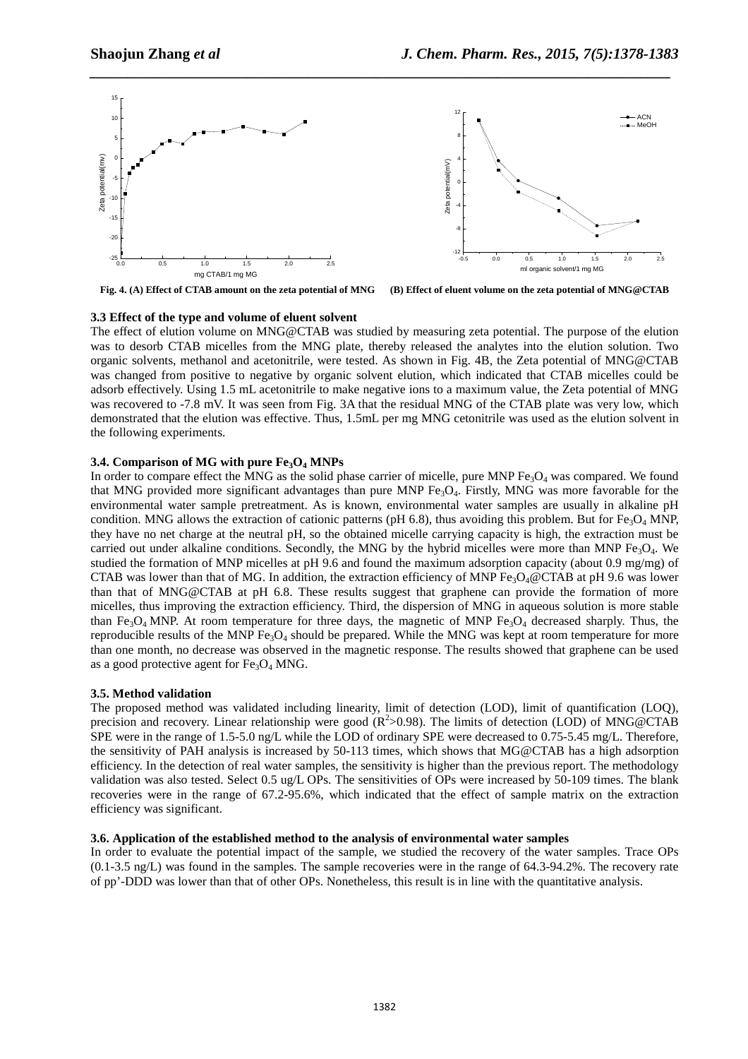Fig. 4. (A) Effect of CTAB amount on the zeta potential of MNG (B) Effect of eluent volume on the zeta potential of MNG@CTAB

### 3.3 Effect of the type and volume of eluent solvent

The effect of elution volume on MNG@CTAB was studied by measuring zeta potential. The purpose of the elution was to desorb CTAB micelles from the MNG plate, thereby released the analytes into the elution solution. Two organic solvents, methanol and acetonitrile, were tested. As shown in Fig. 4B, the Zeta potential of MNG@CTAB was changed from positive to negative by organic solvent elution, which indicated that CTAB micelles could be adsorb effectively. Using 1.5 mL acetonitrile to make negative ions to a maximum value, the Zeta potential of MNG was recovered to -7.8 mV. It was seen from Fig. 3A that the residual MNG of the CTAB plate was very low, which demonstrated that the elution was effective. Thus, 1.5mL per mg MNG cetonitrile was used as the elution solvent in the following experiments.

### 3.4. Comparison of MG with pure $Fe_3O_4$ MNPs

In order to compare effect the MNG as the solid phase carrier of micelle, pure MNP $Fe_3O_4$ was compared. We found that MNG provided more significant advantages than pure MNP $Fe_3O_4$. Firstly, MNG was more favorable for the environmental water sample pretreatment. As is known, environmental water samples are usually in alkaline pH condition. MNG allows the extraction of cationic patterns (pH 6.8), thus avoiding this problem. But for $Fe_3O_4$ MNP, they have no net charge at the neutral pH, so the obtained micelle carrying capacity is high, the extraction must be carried out under alkaline conditions. Secondly, the MNG by the hybrid micelles were more than MNP $Fe_3O_4$. We studied the formation of MNP micelles at pH 9.6 and found the maximum adsorption capacity (about 0.9 mg/mg) of CTAB was lower than that of MG. In addition, the extraction efficiency of MNP $Fe_3O_4$@CTAB at pH 9.6 was lower than that of MNG@CTAB at pH 6.8. These results suggest that graphene can provide the formation of more micelles, thus improving the extraction efficiency. Third, the dispersion of MNG in aqueous solution is more stable than $Fe_3O_4$ MNP. At room temperature for three days, the magnetic of MNP $Fe_3O_4$ decreased sharply. Thus, the reproducible results of the MNP $Fe_3O_4$ should be prepared. While the MNG was kept at room temperature for more than one month, no decrease was observed in the magnetic response. The results showed that graphene can be used as a good protective agent for $Fe_3O_4$ MNG.

### 3.5. Method validation

The proposed method was validated including linearity, limit of detection (LOD), limit of quantification (LOQ), precision and recovery. Linear relationship were good ($R^2$>0.98). The limits of detection (LOD) of MNG@CTAB SPE were in the range of 1.5-5.0 ng/L while the LOD of ordinary SPE were decreased to 0.75-5.45 mg/L. Therefore, the sensitivity of PAH analysis is increased by 50-113 times, which shows that MG@CTAB has a high adsorption efficiency. In the detection of real water samples, the sensitivity is higher than the previous report. The methodology validation was also tested. Select 0.5 ug/L OPs. The sensitivities of OPs were increased by 50-109 times. The blank recoveries were in the range of 67.2-95.6%, which indicated that the effect of sample matrix on the extraction efficiency was significant.

### 3.6. Application of the established method to the analysis of environmental water samples

In order to evaluate the potential impact of the sample, we studied the recovery of the water samples. Trace OPs (0.1-3.5 ng/L) was found in the samples. The sample recoveries were in the range of 64.3-94.2%. The recovery rate of pp'-DDD was lower than that of other OPs. Nonetheless, this result is in line with the quantitative analysis.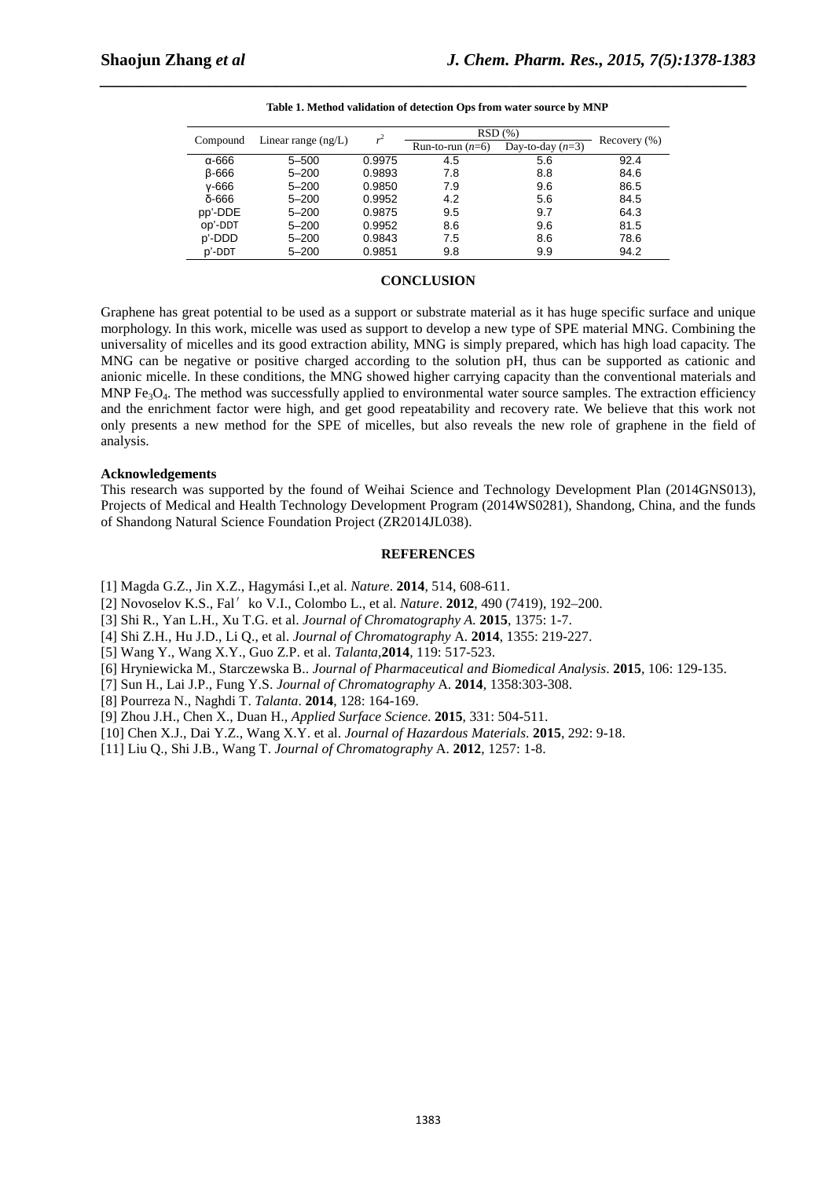**Table 1. Method validation of detection Ops from water source by MNP**

| Compound | Linear range (ng/L) | $r^2$ | RSD (%) | | Recovery (%) |
|---|---|---|---|---|---|
| | | | Run-to-run ($n$=6) | Day-to-day ($n$=3) | |
| α-666 | 5–500 | 0.9975 | 4.5 | 5.6 | 92.4 |
| β-666 | 5–200 | 0.9893 | 7.8 | 8.8 | 84.6 |
| γ-666 | 5–200 | 0.9850 | 7.9 | 9.6 | 86.5 |
| δ-666 | 5–200 | 0.9952 | 4.2 | 5.6 | 84.5 |
| pp'-DDE | 5–200 | 0.9875 | 9.5 | 9.7 | 64.3 |
| op'-DDT | 5–200 | 0.9952 | 8.6 | 9.6 | 81.5 |
| p'-DDD | 5–200 | 0.9843 | 7.5 | 8.6 | 78.6 |
| p'-DDT | 5–200 | 0.9851 | 9.8 | 9.9 | 94.2 |

## CONCLUSION

Graphene has great potential to be used as a support or substrate material as it has huge specific surface and unique morphology. In this work, micelle was used as support to develop a new type of SPE material MNG. Combining the universality of micelles and its good extraction ability, MNG is simply prepared, which has high load capacity. The MNG can be negative or positive charged according to the solution pH, thus can be supported as cationic and anionic micelle. In these conditions, the MNG showed higher carrying capacity than the conventional materials and MNP $Fe_3O_4$. The method was successfully applied to environmental water source samples. The extraction efficiency and the enrichment factor were high, and get good repeatability and recovery rate. We believe that this work not only presents a new method for the SPE of micelles, but also reveals the new role of graphene in the field of analysis.

### Acknowledgements

This research was supported by the found of Weihai Science and Technology Development Plan (2014GNS013), Projects of Medical and Health Technology Development Program (2014WS0281), Shandong, China, and the funds of Shandong Natural Science Foundation Project (ZR2014JL038).

## REFERENCES

[1] Magda G.Z., Jin X.Z., Hagymási I.,et al. *Nature*. **2014**, 514, 608-611.
[2] Novoselov K.S., Fal′ ko V.I., Colombo L., et al. *Nature*. **2012**, 490 (7419), 192–200.
[3] Shi R., Yan L.H., Xu T.G. et al. *Journal of Chromatography A.* **2015**, 1375: 1-7.
[4] Shi Z.H., Hu J.D., Li Q., et al. *Journal of Chromatography* A. **2014**, 1355: 219-227.
[5] Wang Y., Wang X.Y., Guo Z.P. et al. *Talanta*,**2014**, 119: 517-523.
[6] Hryniewicka M., Starczewska B.. *Journal of Pharmaceutical and Biomedical Analysis*. **2015**, 106: 129-135.
[7] Sun H., Lai J.P., Fung Y.S. *Journal of Chromatography* A. **2014**, 1358:303-308.
[8] Pourreza N., Naghdi T. *Talanta*. **2014**, 128: 164-169.
[9] Zhou J.H., Chen X., Duan H., *Applied Surface Science.* **2015**, 331: 504-511.
[10] Chen X.J., Dai Y.Z., Wang X.Y. et al. *Journal of Hazardous Materials*. **2015**, 292: 9-18.
[11] Liu Q., Shi J.B., Wang T. *Journal of Chromatography* A. **2012**, 1257: 1-8.